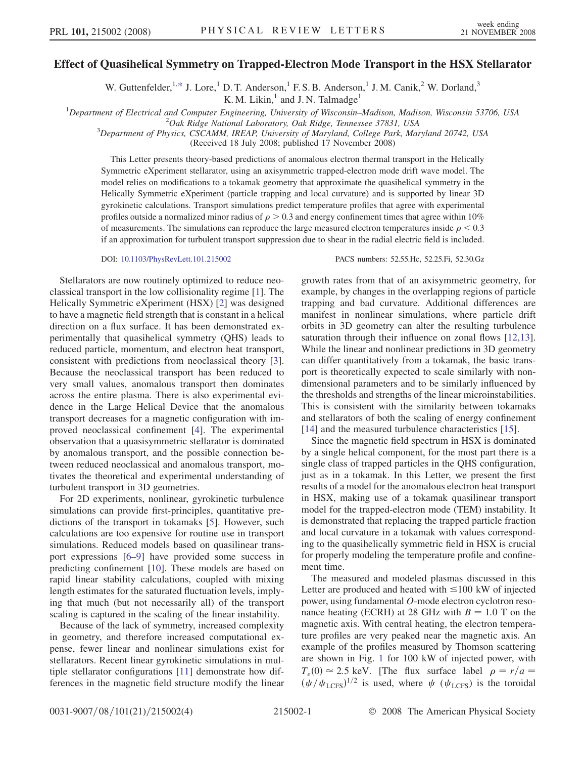# Effect of Quasihelical Symmetry on Trapped-Electron Mode Transport in the HSX Stellarator

W. Guttenfelder,[1,*] J. Lore,[1] D. T. Anderson,[1] F. S. B. Anderson,[1] J. M. Canik,[2] W. Dorland,[3] K. M. Likin,[1] and J. N. Talmadge[1]

[1]Department of Electrical and Computer Engineering, University of Wisconsin–Madison, Madison, Wisconsin 53706, USA
[2]Oak Ridge National Laboratory, Oak Ridge, Tennessee 37831, USA
[3]Department of Physics, CSCAMM, IREAP, University of Maryland, College Park, Maryland 20742, USA

(Received 18 July 2008; published 17 November 2008)

This Letter presents theory-based predictions of anomalous electron thermal transport in the Helically Symmetric eXperiment stellarator, using an axisymmetric trapped-electron mode drift wave model. The model relies on modifications to a tokamak geometry that approximate the quasihelical symmetry in the Helically Symmetric eXperiment (particle trapping and local curvature) and is supported by linear 3D gyrokinetic calculations. Transport simulations predict temperature profiles that agree with experimental profiles outside a normalized minor radius of $\rho > 0.3$ and energy confinement times that agree within 10% of measurements. The simulations can reproduce the large measured electron temperatures inside $\rho < 0.3$ if an approximation for turbulent transport suppression due to shear in the radial electric field is included.

DOI: 10.1103/PhysRevLett.101.215002

PACS numbers: 52.55.Hc, 52.25.Fi, 52.30.Gz

Stellarators are now routinely optimized to reduce neoclassical transport in the low collisionality regime [1]. The Helically Symmetric eXperiment (HSX) [2] was designed to have a magnetic field strength that is constant in a helical direction on a flux surface. It has been demonstrated experimentally that quasihelical symmetry (QHS) leads to reduced particle, momentum, and electron heat transport, consistent with predictions from neoclassical theory [3]. Because the neoclassical transport has been reduced to very small values, anomalous transport then dominates across the entire plasma. There is also experimental evidence in the Large Helical Device that the anomalous transport decreases for a magnetic configuration with improved neoclassical confinement [4]. The experimental observation that a quasisymmetric stellarator is dominated by anomalous transport, and the possible connection between reduced neoclassical and anomalous transport, motivates the theoretical and experimental understanding of turbulent transport in 3D geometries.

For 2D experiments, nonlinear, gyrokinetic turbulence simulations can provide first-principles, quantitative predictions of the transport in tokamaks [5]. However, such calculations are too expensive for routine use in transport simulations. Reduced models based on quasilinear transport expressions [6–9] have provided some success in predicting confinement [10]. These models are based on rapid linear stability calculations, coupled with mixing length estimates for the saturated fluctuation levels, implying that much (but not necessarily all) of the transport scaling is captured in the scaling of the linear instability.

Because of the lack of symmetry, increased complexity in geometry, and therefore increased computational expense, fewer linear and nonlinear simulations exist for stellarators. Recent linear gyrokinetic simulations in multiple stellarator configurations [11] demonstrate how differences in the magnetic field structure modify the linear growth rates from that of an axisymmetric geometry, for example, by changes in the overlapping regions of particle trapping and bad curvature. Additional differences are manifest in nonlinear simulations, where particle drift orbits in 3D geometry can alter the resulting turbulence saturation through their influence on zonal flows [12,13]. While the linear and nonlinear predictions in 3D geometry can differ quantitatively from a tokamak, the basic transport is theoretically expected to scale similarly with nondimensional parameters and to be similarly influenced by the thresholds and strengths of the linear microinstabilities. This is consistent with the similarity between tokamaks and stellarators of both the scaling of energy confinement [14] and the measured turbulence characteristics [15].

Since the magnetic field spectrum in HSX is dominated by a single helical component, for the most part there is a single class of trapped particles in the QHS configuration, just as in a tokamak. In this Letter, we present the first results of a model for the anomalous electron heat transport in HSX, making use of a tokamak quasilinear transport model for the trapped-electron mode (TEM) instability. It is demonstrated that replacing the trapped particle fraction and local curvature in a tokamak with values corresponding to the quasihelically symmetric field in HSX is crucial for properly modeling the temperature profile and confinement time.

The measured and modeled plasmas discussed in this Letter are produced and heated with $\leq$100 kW of injected power, using fundamental $O$-mode electron cyclotron resonance heating (ECRH) at 28 GHz with $B = 1.0$ T on the magnetic axis. With central heating, the electron temperature profiles are very peaked near the magnetic axis. An example of the profiles measured by Thomson scattering are shown in Fig. 1 for 100 kW of injected power, with $T_e(0) \approx 2.5$ keV. [The flux surface label $\rho = r/a = (\psi/\psi_{\rm LCFS})^{1/2}$ is used, where $\psi$ ($\psi_{\rm LCFS}$) is the toroidal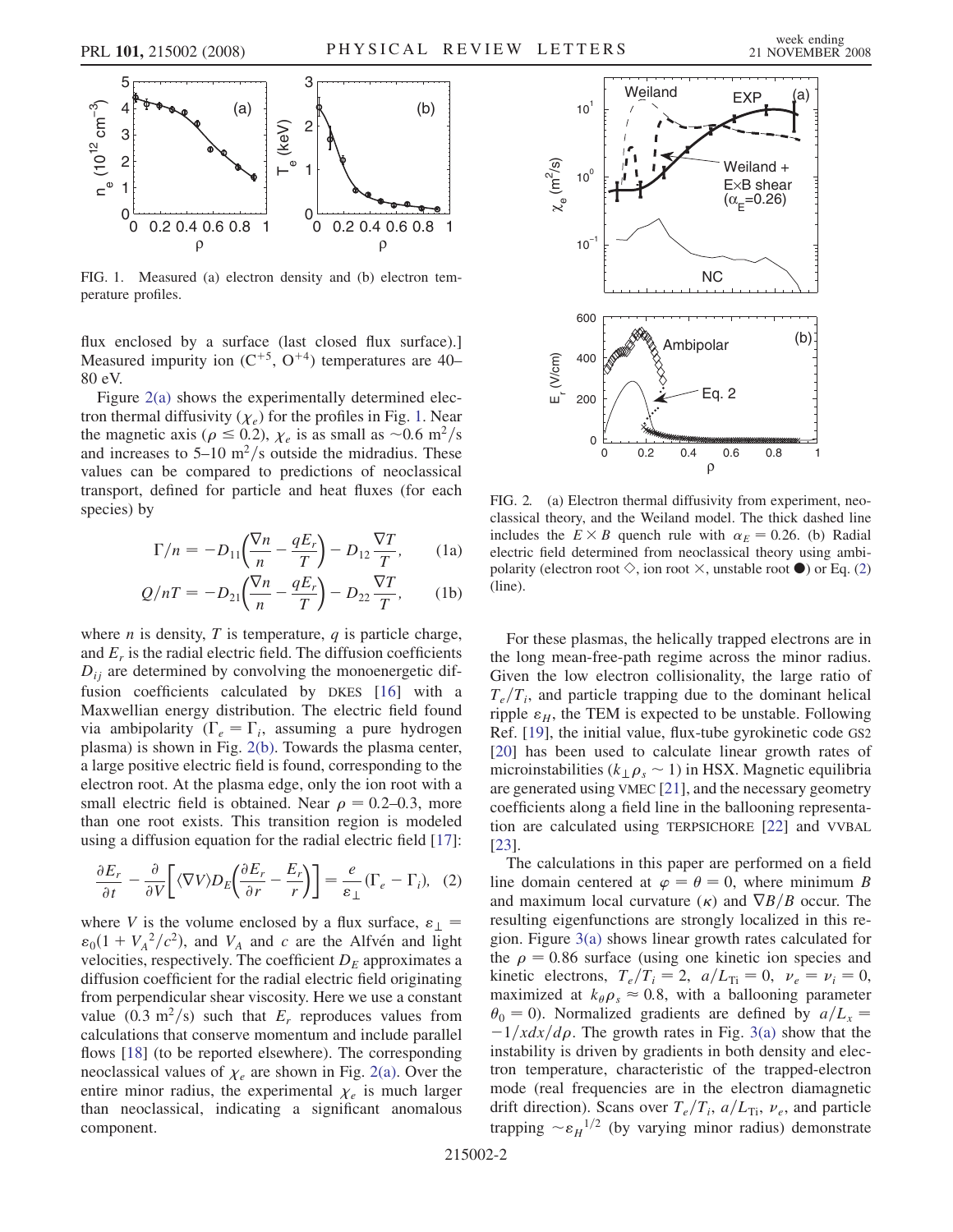FIG. 1. Measured (a) electron density and (b) electron temperature profiles.

flux enclosed by a surface (last closed flux surface).] Measured impurity ion ($C^{+5}$, $O^{+4}$) temperatures are 40–80 eV.

Figure 2(a) shows the experimentally determined electron thermal diffusivity ($\chi_e$) for the profiles in Fig. 1. Near the magnetic axis ($\rho \leq 0.2$), $\chi_e$ is as small as $\sim 0.6\ \mathrm{m^2/s}$ and increases to 5–10 $\mathrm{m^2/s}$ outside the midradius. These values can be compared to predictions of neoclassical transport, defined for particle and heat fluxes (for each species) by

$$\Gamma/n = -D_{11}\left(\frac{\nabla n}{n} - \frac{qE_r}{T}\right) - D_{12}\frac{\nabla T}{T}, \qquad (1a)$$

$$Q/nT = -D_{21}\left(\frac{\nabla n}{n} - \frac{qE_r}{T}\right) - D_{22}\frac{\nabla T}{T}, \qquad (1b)$$

where $n$ is density, $T$ is temperature, $q$ is particle charge, and $E_r$ is the radial electric field. The diffusion coefficients $D_{ij}$ are determined by convolving the monoenergetic diffusion coefficients calculated by DKES [16] with a Maxwellian energy distribution. The electric field found via ambipolarity ($\Gamma_e = \Gamma_i$, assuming a pure hydrogen plasma) is shown in Fig. 2(b). Towards the plasma center, a large positive electric field is found, corresponding to the electron root. At the plasma edge, only the ion root with a small electric field is obtained. Near $\rho = 0.2$–$0.3$, more than one root exists. This transition region is modeled using a diffusion equation for the radial electric field [17]:

$$\frac{\partial E_r}{\partial t} - \frac{\partial}{\partial V}\left[\langle \nabla V \rangle D_E\left(\frac{\partial E_r}{\partial r} - \frac{E_r}{r}\right)\right] = \frac{e}{\varepsilon_\perp}(\Gamma_e - \Gamma_i), \quad (2)$$

where $V$ is the volume enclosed by a flux surface, $\varepsilon_\perp = \varepsilon_0(1 + V_A{}^2/c^2)$, and $V_A$ and $c$ are the Alfvén and light velocities, respectively. The coefficient $D_E$ approximates a diffusion coefficient for the radial electric field originating from perpendicular shear viscosity. Here we use a constant value ($0.3\ \mathrm{m^2/s}$) such that $E_r$ reproduces values from calculations that conserve momentum and include parallel flows [18] (to be reported elsewhere). The corresponding neoclassical values of $\chi_e$ are shown in Fig. 2(a). Over the entire minor radius, the experimental $\chi_e$ is much larger than neoclassical, indicating a significant anomalous component.

FIG. 2. (a) Electron thermal diffusivity from experiment, neoclassical theory, and the Weiland model. The thick dashed line includes the $E \times B$ quench rule with $\alpha_E = 0.26$. (b) Radial electric field determined from neoclassical theory using ambipolarity (electron root ◇, ion root ×, unstable root ●) or Eq. (2) (line).

For these plasmas, the helically trapped electrons are in the long mean-free-path regime across the minor radius. Given the low electron collisionality, the large ratio of $T_e/T_i$, and particle trapping due to the dominant helical ripple $\varepsilon_H$, the TEM is expected to be unstable. Following Ref. [19], the initial value, flux-tube gyrokinetic code GS2 [20] has been used to calculate linear growth rates of microinstabilities ($k_\perp \rho_s \sim 1$) in HSX. Magnetic equilibria are generated using VMEC [21], and the necessary geometry coefficients along a field line in the ballooning representation are calculated using TERPSICHORE [22] and VVBAL [23].

The calculations in this paper are performed on a field line domain centered at $\varphi = \theta = 0$, where minimum $B$ and maximum local curvature ($\kappa$) and $\nabla B/B$ occur. The resulting eigenfunctions are strongly localized in this region. Figure 3(a) shows linear growth rates calculated for the $\rho = 0.86$ surface (using one kinetic ion species and kinetic electrons, $T_e/T_i = 2$, $a/L_{\mathrm{Ti}} = 0$, $\nu_e = \nu_i = 0$, maximized at $k_\theta \rho_s \approx 0.8$, with a ballooning parameter $\theta_0 = 0$). Normalized gradients are defined by $a/L_x = -1/x dx/d\rho$. The growth rates in Fig. 3(a) show that the instability is driven by gradients in both density and electron temperature, characteristic of the trapped-electron mode (real frequencies are in the electron diamagnetic drift direction). Scans over $T_e/T_i$, $a/L_{\mathrm{Ti}}$, $\nu_e$, and particle trapping $\sim \varepsilon_H{}^{1/2}$ (by varying minor radius) demonstrate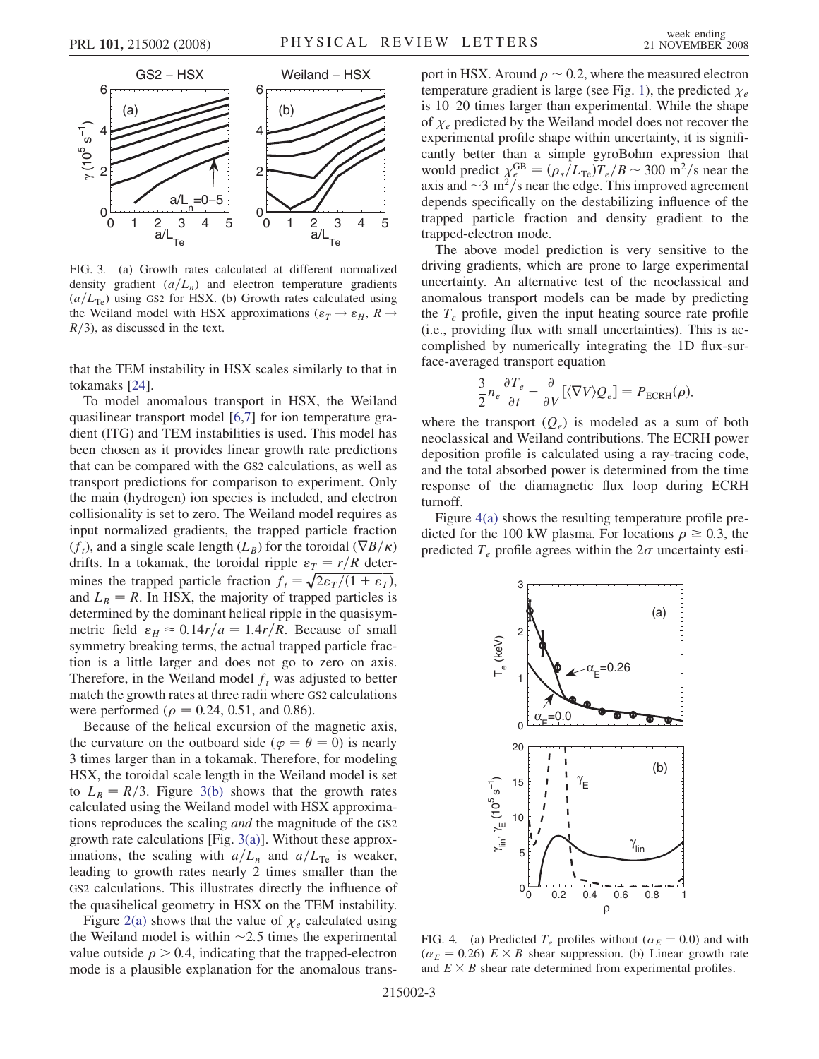FIG. 3. (a) Growth rates calculated at different normalized density gradient $(a/L_n)$ and electron temperature gradients $(a/L_{Te})$ using GS2 for HSX. (b) Growth rates calculated using the Weiland model with HSX approximations $(\varepsilon_T \rightarrow \varepsilon_H,\ R \rightarrow R/3)$, as discussed in the text.

that the TEM instability in HSX scales similarly to that in tokamaks [24].

To model anomalous transport in HSX, the Weiland quasilinear transport model [6,7] for ion temperature gradient (ITG) and TEM instabilities is used. This model has been chosen as it provides linear growth rate predictions that can be compared with the GS2 calculations, as well as transport predictions for comparison to experiment. Only the main (hydrogen) ion species is included, and electron collisionality is set to zero. The Weiland model requires as input normalized gradients, the trapped particle fraction $(f_t)$, and a single scale length $(L_B)$ for the toroidal $(\nabla B/\kappa)$ drifts. In a tokamak, the toroidal ripple $\varepsilon_T = r/R$ determines the trapped particle fraction $f_t = \sqrt{2\varepsilon_T/(1+\varepsilon_T)}$, and $L_B = R$. In HSX, the majority of trapped particles is determined by the dominant helical ripple in the quasisymmetric field $\varepsilon_H \approx 0.14r/a = 1.4r/R$. Because of small symmetry breaking terms, the actual trapped particle fraction is a little larger and does not go to zero on axis. Therefore, in the Weiland model $f_t$ was adjusted to better match the growth rates at three radii where GS2 calculations were performed ($\rho = 0.24$, 0.51, and 0.86).

Because of the helical excursion of the magnetic axis, the curvature on the outboard side ($\varphi = \theta = 0$) is nearly 3 times larger than in a tokamak. Therefore, for modeling HSX, the toroidal scale length in the Weiland model is set to $L_B = R/3$. Figure 3(b) shows that the growth rates calculated using the Weiland model with HSX approximations reproduces the scaling *and* the magnitude of the GS2 growth rate calculations [Fig. 3(a)]. Without these approximations, the scaling with $a/L_n$ and $a/L_{Te}$ is weaker, leading to growth rates nearly 2 times smaller than the GS2 calculations. This illustrates directly the influence of the quasihelical geometry in HSX on the TEM instability.

Figure 2(a) shows that the value of $\chi_e$ calculated using the Weiland model is within $\sim$2.5 times the experimental value outside $\rho > 0.4$, indicating that the trapped-electron mode is a plausible explanation for the anomalous transport in HSX. Around $\rho \sim 0.2$, where the measured electron temperature gradient is large (see Fig. 1), the predicted $\chi_e$ is 10–20 times larger than experimental. While the shape of $\chi_e$ predicted by the Weiland model does not recover the experimental profile shape within uncertainty, it is significantly better than a simple gyroBohm expression that would predict $\chi_e^{\mathrm{GB}} = (\rho_s/L_{\mathrm{Te}})T_e/B \sim 300\ \mathrm{m}^2/\mathrm{s}$ near the axis and $\sim 3\ \mathrm{m}^2/\mathrm{s}$ near the edge. This improved agreement depends specifically on the destabilizing influence of the trapped particle fraction and density gradient to the trapped-electron mode.

The above model prediction is very sensitive to the driving gradients, which are prone to large experimental uncertainty. An alternative test of the neoclassical and anomalous transport models can be made by predicting the $T_e$ profile, given the input heating source rate profile (i.e., providing flux with small uncertainties). This is accomplished by numerically integrating the 1D flux-surface-averaged transport equation

$$\frac{3}{2} n_e \frac{\partial T_e}{\partial t} - \frac{\partial}{\partial V}[\langle \nabla V \rangle Q_e] = P_{\mathrm{ECRH}}(\rho),$$

where the transport $(Q_e)$ is modeled as a sum of both neoclassical and Weiland contributions. The ECRH power deposition profile is calculated using a ray-tracing code, and the total absorbed power is determined from the time response of the diamagnetic flux loop during ECRH turnoff.

Figure 4(a) shows the resulting temperature profile predicted for the 100 kW plasma. For locations $\rho \geq 0.3$, the predicted $T_e$ profile agrees within the $2\sigma$ uncertainty esti-

FIG. 4. (a) Predicted $T_e$ profiles without $(\alpha_E = 0.0)$ and with $(\alpha_E = 0.26)$ $E \times B$ shear suppression. (b) Linear growth rate and $E \times B$ shear rate determined from experimental profiles.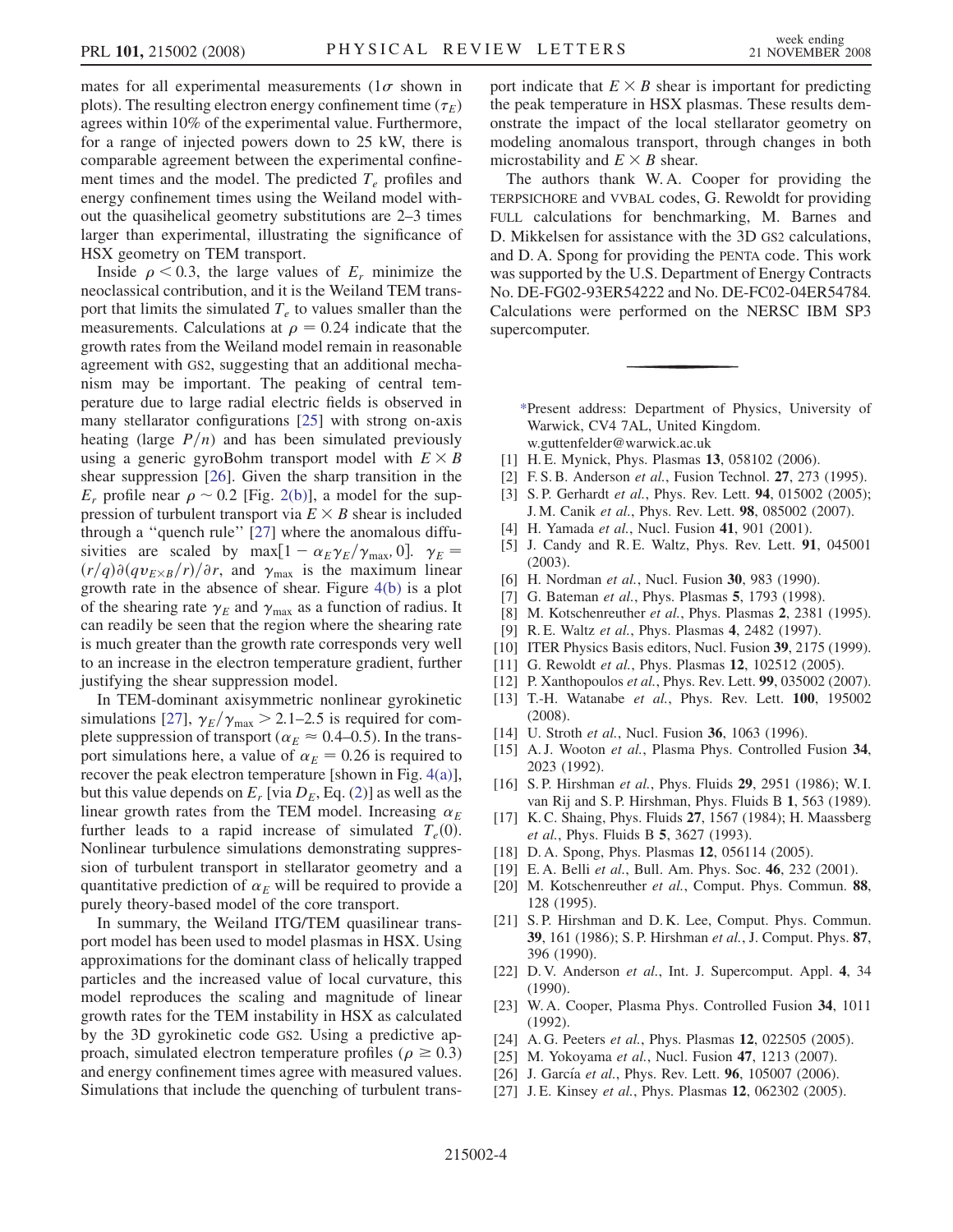mates for all experimental measurements ($1\sigma$ shown in plots). The resulting electron energy confinement time ($\tau_E$) agrees within 10% of the experimental value. Furthermore, for a range of injected powers down to 25 kW, there is comparable agreement between the experimental confinement times and the model. The predicted $T_e$ profiles and energy confinement times using the Weiland model without the quasihelical geometry substitutions are 2–3 times larger than experimental, illustrating the significance of HSX geometry on TEM transport.

Inside $\rho < 0.3$, the large values of $E_r$ minimize the neoclassical contribution, and it is the Weiland TEM transport that limits the simulated $T_e$ to values smaller than the measurements. Calculations at $\rho = 0.24$ indicate that the growth rates from the Weiland model remain in reasonable agreement with GS2, suggesting that an additional mechanism may be important. The peaking of central temperature due to large radial electric fields is observed in many stellarator configurations [25] with strong on-axis heating (large $P/n$) and has been simulated previously using a generic gyroBohm transport model with $E \times B$ shear suppression [26]. Given the sharp transition in the $E_r$ profile near $\rho \sim 0.2$ [Fig. 2(b)], a model for the suppression of turbulent transport via $E \times B$ shear is included through a "quench rule" [27] where the anomalous diffusivities are scaled by $\max[1 - \alpha_E \gamma_E/\gamma_{\max}, 0]$. $\gamma_E = (r/q)\partial(q v_{E\times B}/r)/\partial r$, and $\gamma_{\max}$ is the maximum linear growth rate in the absence of shear. Figure 4(b) is a plot of the shearing rate $\gamma_E$ and $\gamma_{\max}$ as a function of radius. It can readily be seen that the region where the shearing rate is much greater than the growth rate corresponds very well to an increase in the electron temperature gradient, further justifying the shear suppression model.

In TEM-dominant axisymmetric nonlinear gyrokinetic simulations [27], $\gamma_E/\gamma_{\max} > 2.1$–$2.5$ is required for complete suppression of transport ($\alpha_E \approx 0.4$–$0.5$). In the transport simulations here, a value of $\alpha_E = 0.26$ is required to recover the peak electron temperature [shown in Fig. 4(a)], but this value depends on $E_r$ [via $D_E$, Eq. (2)] as well as the linear growth rates from the TEM model. Increasing $\alpha_E$ further leads to a rapid increase of simulated $T_e(0)$. Nonlinear turbulence simulations demonstrating suppression of turbulent transport in stellarator geometry and a quantitative prediction of $\alpha_E$ will be required to provide a purely theory-based model of the core transport.

In summary, the Weiland ITG/TEM quasilinear transport model has been used to model plasmas in HSX. Using approximations for the dominant class of helically trapped particles and the increased value of local curvature, this model reproduces the scaling and magnitude of linear growth rates for the TEM instability in HSX as calculated by the 3D gyrokinetic code GS2. Using a predictive approach, simulated electron temperature profiles ($\rho \geq 0.3$) and energy confinement times agree with measured values. Simulations that include the quenching of turbulent transport indicate that $E \times B$ shear is important for predicting the peak temperature in HSX plasmas. These results demonstrate the impact of the local stellarator geometry on modeling anomalous transport, through changes in both microstability and $E \times B$ shear.

The authors thank W. A. Cooper for providing the TERPSICHORE and VVBAL codes, G. Rewoldt for providing FULL calculations for benchmarking, M. Barnes and D. Mikkelsen for assistance with the 3D GS2 calculations, and D. A. Spong for providing the PENTA code. This work was supported by the U.S. Department of Energy Contracts No. DE-FG02-93ER54222 and No. DE-FC02-04ER54784. Calculations were performed on the NERSC IBM SP3 supercomputer.

---

*Present address: Department of Physics, University of Warwick, CV4 7AL, United Kingdom. w.guttenfelder@warwick.ac.uk

[1] H. E. Mynick, Phys. Plasmas **13**, 058102 (2006).
[2] F. S. B. Anderson *et al.*, Fusion Technol. **27**, 273 (1995).
[3] S. P. Gerhardt *et al.*, Phys. Rev. Lett. **94**, 015002 (2005); J. M. Canik *et al.*, Phys. Rev. Lett. **98**, 085002 (2007).
[4] H. Yamada *et al.*, Nucl. Fusion **41**, 901 (2001).
[5] J. Candy and R. E. Waltz, Phys. Rev. Lett. **91**, 045001 (2003).
[6] H. Nordman *et al.*, Nucl. Fusion **30**, 983 (1990).
[7] G. Bateman *et al.*, Phys. Plasmas **5**, 1793 (1998).
[8] M. Kotschenreuther *et al.*, Phys. Plasmas **2**, 2381 (1995).
[9] R. E. Waltz *et al.*, Phys. Plasmas **4**, 2482 (1997).
[10] ITER Physics Basis editors, Nucl. Fusion **39**, 2175 (1999).
[11] G. Rewoldt *et al.*, Phys. Plasmas **12**, 102512 (2005).
[12] P. Xanthopoulos *et al.*, Phys. Rev. Lett. **99**, 035002 (2007).
[13] T.-H. Watanabe *et al.*, Phys. Rev. Lett. **100**, 195002 (2008).
[14] U. Stroth *et al.*, Nucl. Fusion **36**, 1063 (1996).
[15] A. J. Wooton *et al.*, Plasma Phys. Controlled Fusion **34**, 2023 (1992).
[16] S. P. Hirshman *et al.*, Phys. Fluids **29**, 2951 (1986); W. I. van Rij and S. P. Hirshman, Phys. Fluids B **1**, 563 (1989).
[17] K. C. Shaing, Phys. Fluids **27**, 1567 (1984); H. Maassberg *et al.*, Phys. Fluids B **5**, 3627 (1993).
[18] D. A. Spong, Phys. Plasmas **12**, 056114 (2005).
[19] E. A. Belli *et al.*, Bull. Am. Phys. Soc. **46**, 232 (2001).
[20] M. Kotschenreuther *et al.*, Comput. Phys. Commun. **88**, 128 (1995).
[21] S. P. Hirshman and D. K. Lee, Comput. Phys. Commun. **39**, 161 (1986); S. P. Hirshman *et al.*, J. Comput. Phys. **87**, 396 (1990).
[22] D. V. Anderson *et al.*, Int. J. Supercomput. Appl. **4**, 34 (1990).
[23] W. A. Cooper, Plasma Phys. Controlled Fusion **34**, 1011 (1992).
[24] A. G. Peeters *et al.*, Phys. Plasmas **12**, 022505 (2005).
[25] M. Yokoyama *et al.*, Nucl. Fusion **47**, 1213 (2007).
[26] J. García *et al.*, Phys. Rev. Lett. **96**, 105007 (2006).
[27] J. E. Kinsey *et al.*, Phys. Plasmas **12**, 062302 (2005).